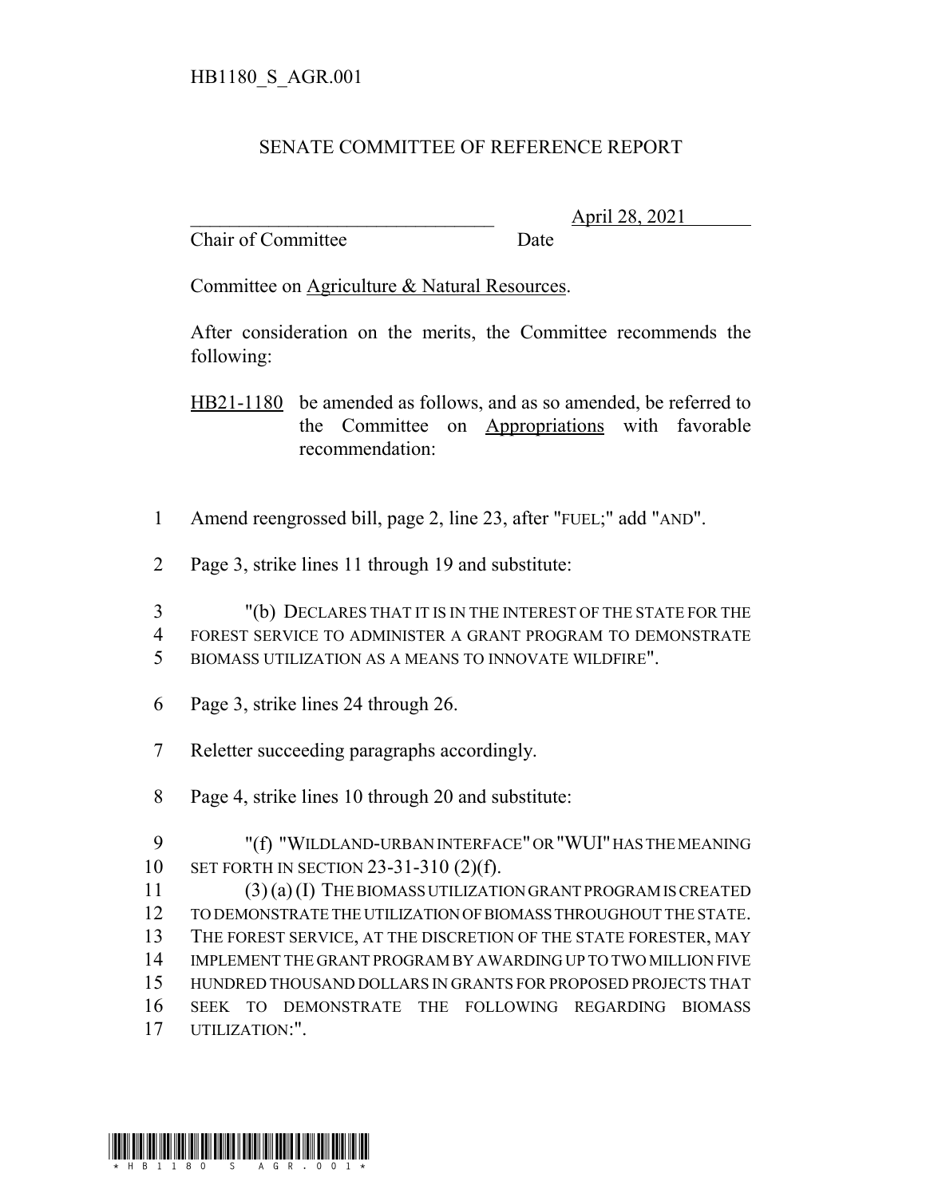HB1180_S_AGR.001

# SENATE COMMITTEE OF REFERENCE REPORT

________________________________ April 28, 2021

Chair of Committee Date

Committee on Agriculture & Natural Resources.

After consideration on the merits, the Committee recommends the following:

HB21-1180 be amended as follows, and as so amended, be referred to the Committee on Appropriations with favorable recommendation:

1 Amend reengrossed bill, page 2, line 23, after "FUEL;" add "AND".

2 Page 3, strike lines 11 through 19 and substitute:

3 "(b) DECLARES THAT IT IS IN THE INTEREST OF THE STATE FOR THE
4 FOREST SERVICE TO ADMINISTER A GRANT PROGRAM TO DEMONSTRATE
5 BIOMASS UTILIZATION AS A MEANS TO INNOVATE WILDFIRE".

6 Page 3, strike lines 24 through 26.

7 Reletter succeeding paragraphs accordingly.

8 Page 4, strike lines 10 through 20 and substitute:

9 "(f) "WILDLAND-URBAN INTERFACE" OR "WUI" HAS THE MEANING
10 SET FORTH IN SECTION 23-31-310 (2)(f).
11 (3) (a) (I) THE BIOMASS UTILIZATION GRANT PROGRAM IS CREATED
12 TO DEMONSTRATE THE UTILIZATION OF BIOMASS THROUGHOUT THE STATE.
13 THE FOREST SERVICE, AT THE DISCRETION OF THE STATE FORESTER, MAY
14 IMPLEMENT THE GRANT PROGRAM BY AWARDING UP TO TWO MILLION FIVE
15 HUNDRED THOUSAND DOLLARS IN GRANTS FOR PROPOSED PROJECTS THAT
16 SEEK TO DEMONSTRATE THE FOLLOWING REGARDING BIOMASS
17 UTILIZATION:".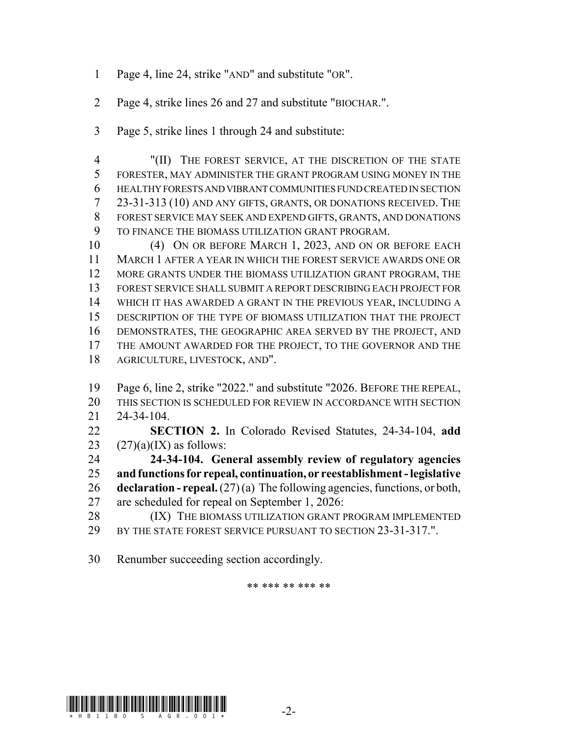Page 4, line 24, strike "AND" and substitute "OR".

Page 4, strike lines 26 and 27 and substitute "BIOCHAR.".

Page 5, strike lines 1 through 24 and substitute:

"(II) THE FOREST SERVICE, AT THE DISCRETION OF THE STATE FORESTER, MAY ADMINISTER THE GRANT PROGRAM USING MONEY IN THE HEALTHY FORESTS AND VIBRANT COMMUNITIES FUND CREATED IN SECTION 23-31-313 (10) AND ANY GIFTS, GRANTS, OR DONATIONS RECEIVED. THE FOREST SERVICE MAY SEEK AND EXPEND GIFTS, GRANTS, AND DONATIONS TO FINANCE THE BIOMASS UTILIZATION GRANT PROGRAM.

(4) ON OR BEFORE MARCH 1, 2023, AND ON OR BEFORE EACH MARCH 1 AFTER A YEAR IN WHICH THE FOREST SERVICE AWARDS ONE OR MORE GRANTS UNDER THE BIOMASS UTILIZATION GRANT PROGRAM, THE FOREST SERVICE SHALL SUBMIT A REPORT DESCRIBING EACH PROJECT FOR WHICH IT HAS AWARDED A GRANT IN THE PREVIOUS YEAR, INCLUDING A DESCRIPTION OF THE TYPE OF BIOMASS UTILIZATION THAT THE PROJECT DEMONSTRATES, THE GEOGRAPHIC AREA SERVED BY THE PROJECT, AND THE AMOUNT AWARDED FOR THE PROJECT, TO THE GOVERNOR AND THE AGRICULTURE, LIVESTOCK, AND".

Page 6, line 2, strike "2022." and substitute "2026. BEFORE THE REPEAL, THIS SECTION IS SCHEDULED FOR REVIEW IN ACCORDANCE WITH SECTION 24-34-104.

**SECTION 2.** In Colorado Revised Statutes, 24-34-104, **add** (27)(a)(IX) as follows:

**24-34-104. General assembly review of regulatory agencies and functions for repeal, continuation, or reestablishment - legislative declaration - repeal.** (27) (a) The following agencies, functions, or both, are scheduled for repeal on September 1, 2026:

(IX) THE BIOMASS UTILIZATION GRANT PROGRAM IMPLEMENTED BY THE STATE FOREST SERVICE PURSUANT TO SECTION 23-31-317.".

Renumber succeeding section accordingly.

** *** ** *** **